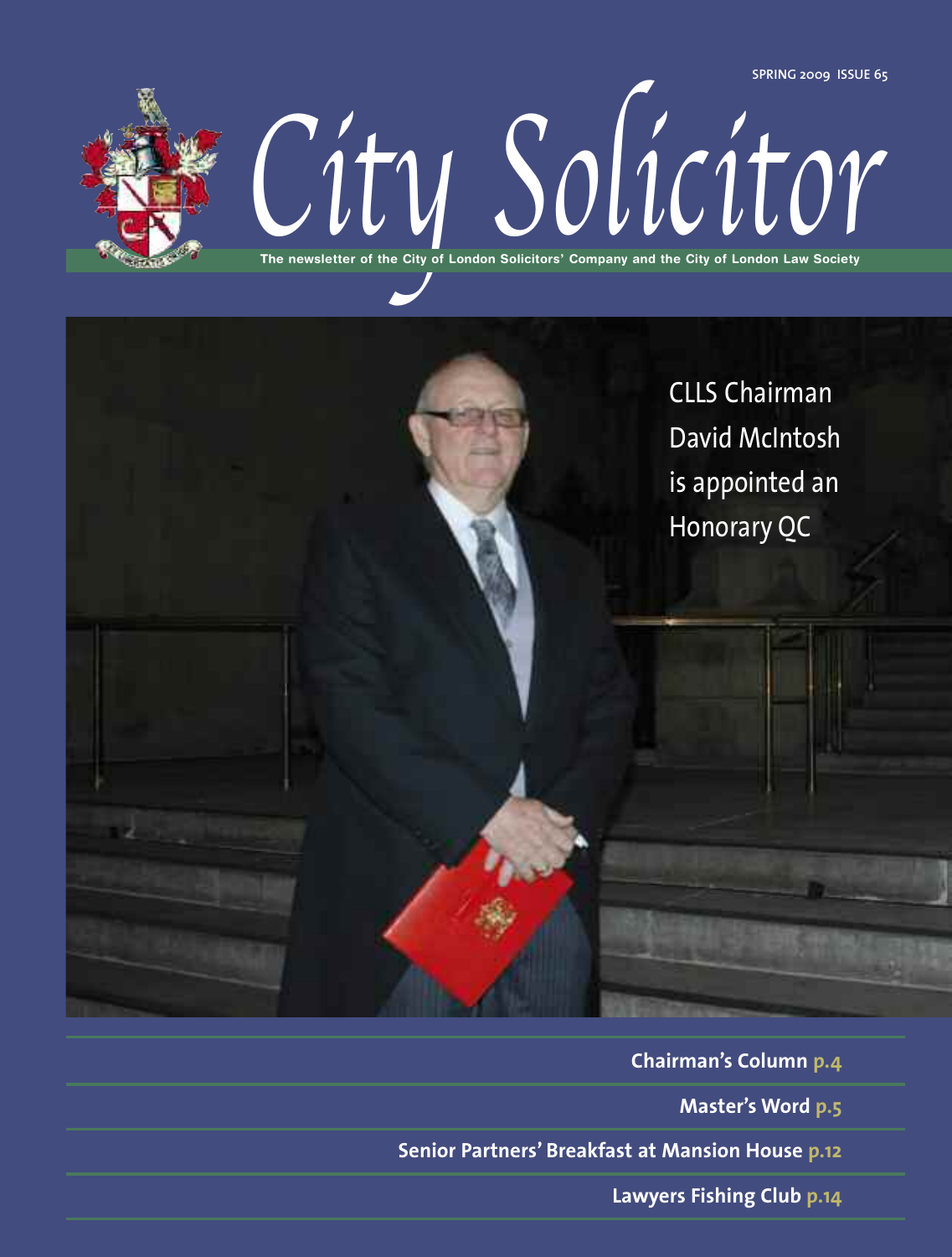SPRING 2009 ISSUE 65

# City Solicitor

The newsletter of the City of London Solicitors' Company and the City of London Law Society

CLLS Chairman David McIntosh is appointed an Honorary QC

**Chairman's Column p.4**

**Master's Word p.5**

**Senior Partners' Breakfast at Mansion House p.12**

**Lawyers Fishing Club p.14**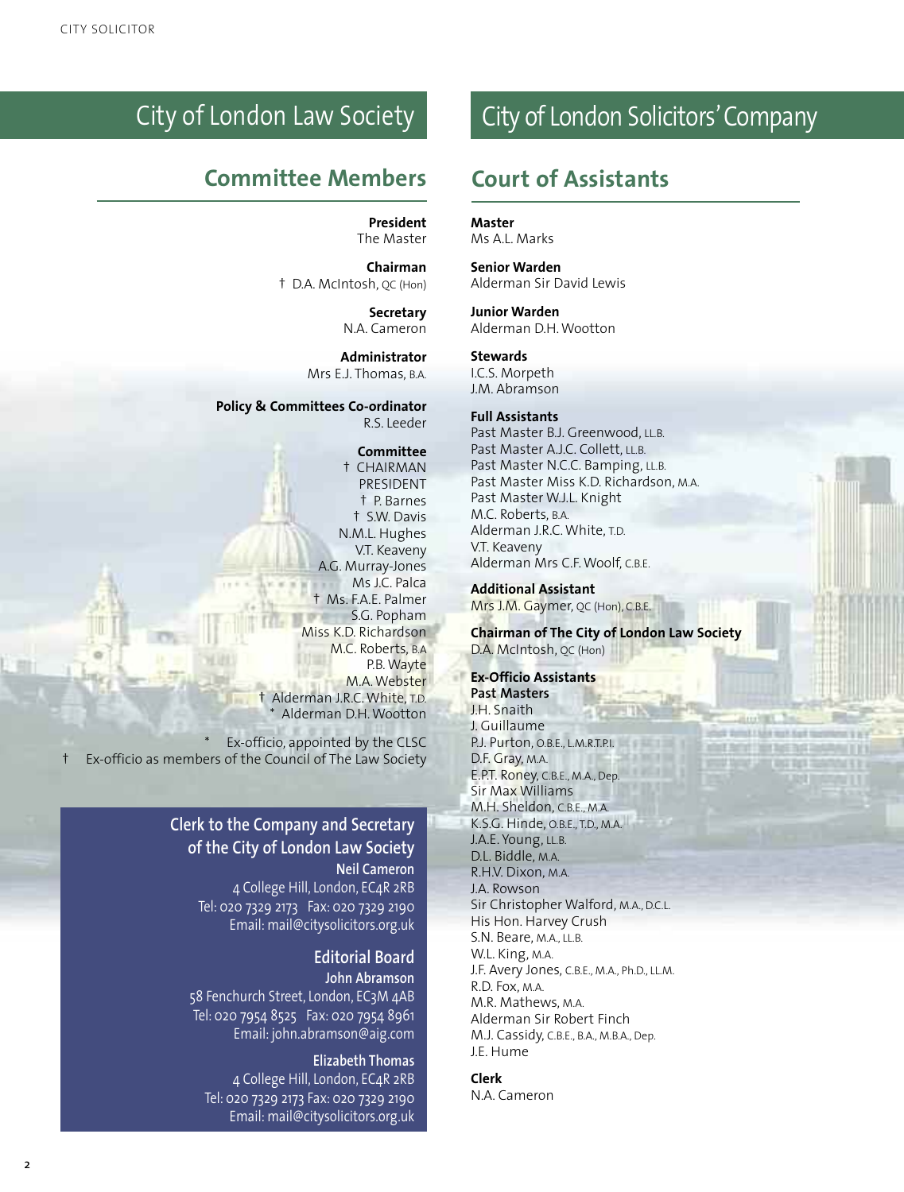# City of London Law Society

## Committee Members

**President**
The Master

**Chairman**
† D.A. McIntosh, QC (Hon)

**Secretary**
N.A. Cameron

**Administrator**
Mrs E.J. Thomas, B.A.

**Policy & Committees Co-ordinator**
R.S. Leeder

**Committee**
† CHAIRMAN
PRESIDENT
† P. Barnes
† S.W. Davis
N.M.L. Hughes
V.T. Keaveny
A.G. Murray-Jones
Ms J.C. Palca
† Ms. F.A.E. Palmer
S.G. Popham
Miss K.D. Richardson
M.C. Roberts, B.A
P.B. Wayte
M.A. Webster
† Alderman J.R.C. White, T.D.
* Alderman D.H. Wootton

\* Ex-officio, appointed by the CLSC
† Ex-officio as members of the Council of The Law Society

### Clerk to the Company and Secretary of the City of London Law Society

**Neil Cameron**
4 College Hill, London, EC4R 2RB
Tel: 020 7329 2173 Fax: 020 7329 2190
Email: mail@citysolicitors.org.uk

### Editorial Board

**John Abramson**
58 Fenchurch Street, London, EC3M 4AB
Tel: 020 7954 8525 Fax: 020 7954 8961
Email: john.abramson@aig.com

**Elizabeth Thomas**
4 College Hill, London, EC4R 2RB
Tel: 020 7329 2173 Fax: 020 7329 2190
Email: mail@citysolicitors.org.uk

# City of London Solicitors' Company

## Court of Assistants

**Master**
Ms A.L. Marks

**Senior Warden**
Alderman Sir David Lewis

**Junior Warden**
Alderman D.H. Wootton

**Stewards**
I.C.S. Morpeth
J.M. Abramson

**Full Assistants**
Past Master B.J. Greenwood, LL.B.
Past Master A.J.C. Collett, LL.B.
Past Master N.C.C. Bamping, LL.B.
Past Master Miss K.D. Richardson, M.A.
Past Master W.J.L. Knight
M.C. Roberts, B.A.
Alderman J.R.C. White, T.D.
V.T. Keaveny
Alderman Mrs C.F. Woolf, C.B.E.

**Additional Assistant**
Mrs J.M. Gaymer, QC (Hon), C.B.E.

**Chairman of The City of London Law Society**
D.A. McIntosh, QC (Hon)

**Ex-Officio Assistants**
**Past Masters**
J.H. Snaith
J. Guillaume
P.J. Purton, O.B.E., L.M.R.T.P.I.
D.F. Gray, M.A.
E.P.T. Roney, C.B.E., M.A., Dep.
Sir Max Williams
M.H. Sheldon, C.B.E., M.A.
K.S.G. Hinde, O.B.E., T.D., M.A.
J.A.E. Young, LL.B.
D.L. Biddle, M.A.
R.H.V. Dixon, M.A.
J.A. Rowson
Sir Christopher Walford, M.A., D.C.L.
His Hon. Harvey Crush
S.N. Beare, M.A., LL.B.
W.L. King, M.A.
J.F. Avery Jones, C.B.E., M.A., Ph.D., LL.M.
R.D. Fox, M.A.
M.R. Mathews, M.A.
Alderman Sir Robert Finch
M.J. Cassidy, C.B.E., B.A., M.B.A., Dep.
J.E. Hume

**Clerk**
N.A. Cameron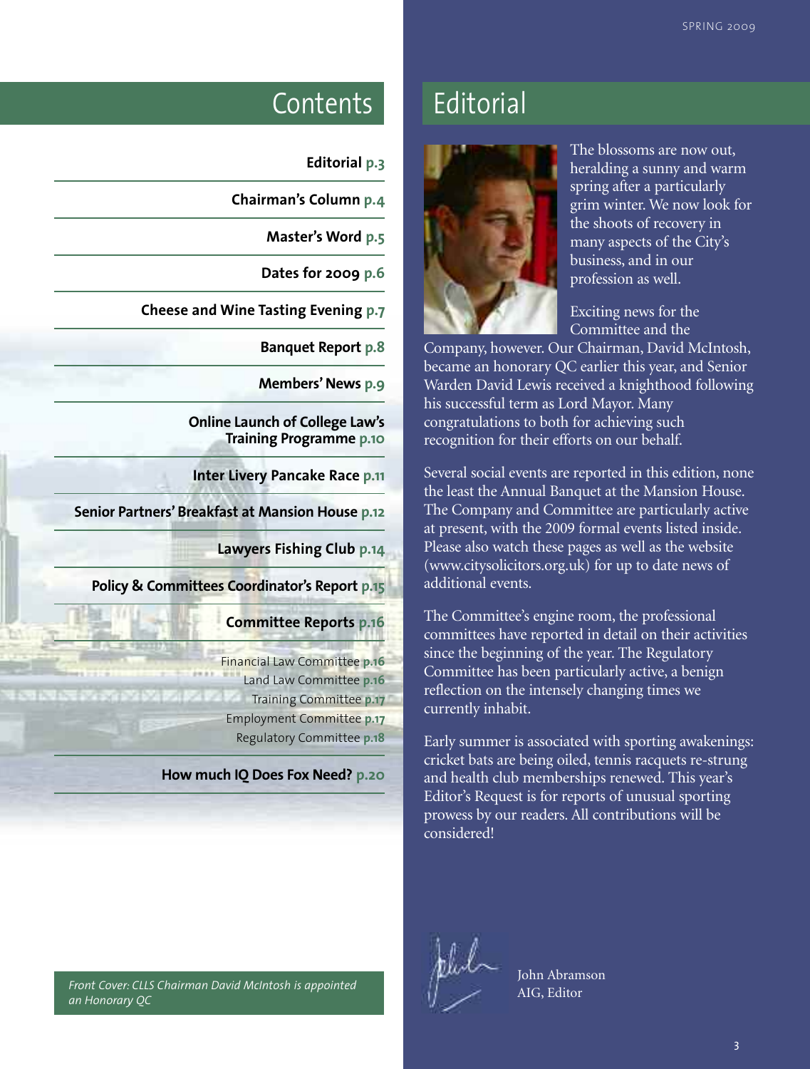# Contents

**Editorial** p.3

**Chairman's Column** p.4

**Master's Word** p.5

**Dates for 2009** p.6

**Cheese and Wine Tasting Evening** p.7

**Banquet Report** p.8

**Members' News** p.9

**Online Launch of College Law's Training Programme** p.10

**Inter Livery Pancake Race** p.11

**Senior Partners' Breakfast at Mansion House** p.12

**Lawyers Fishing Club** p.14

**Policy & Committees Coordinator's Report** p.15

**Committee Reports** p.16

Financial Law Committee p.16
Land Law Committee p.16
Training Committee p.17
Employment Committee p.17
Regulatory Committee p.18

**How much IQ Does Fox Need?** p.20

*Front Cover: CLLS Chairman David McIntosh is appointed an Honorary QC*

# Editorial

The blossoms are now out, heralding a sunny and warm spring after a particularly grim winter. We now look for the shoots of recovery in many aspects of the City's business, and in our profession as well.

Exciting news for the Committee and the Company, however. Our Chairman, David McIntosh, became an honorary QC earlier this year, and Senior Warden David Lewis received a knighthood following his successful term as Lord Mayor. Many congratulations to both for achieving such recognition for their efforts on our behalf.

Several social events are reported in this edition, none the least the Annual Banquet at the Mansion House. The Company and Committee are particularly active at present, with the 2009 formal events listed inside. Please also watch these pages as well as the website (www.citysolicitors.org.uk) for up to date news of additional events.

The Committee's engine room, the professional committees have reported in detail on their activities since the beginning of the year. The Regulatory Committee has been particularly active, a benign reflection on the intensely changing times we currently inhabit.

Early summer is associated with sporting awakenings: cricket bats are being oiled, tennis racquets re-strung and health club memberships renewed. This year's Editor's Request is for reports of unusual sporting prowess by our readers. All contributions will be considered!

John Abramson
AIG, Editor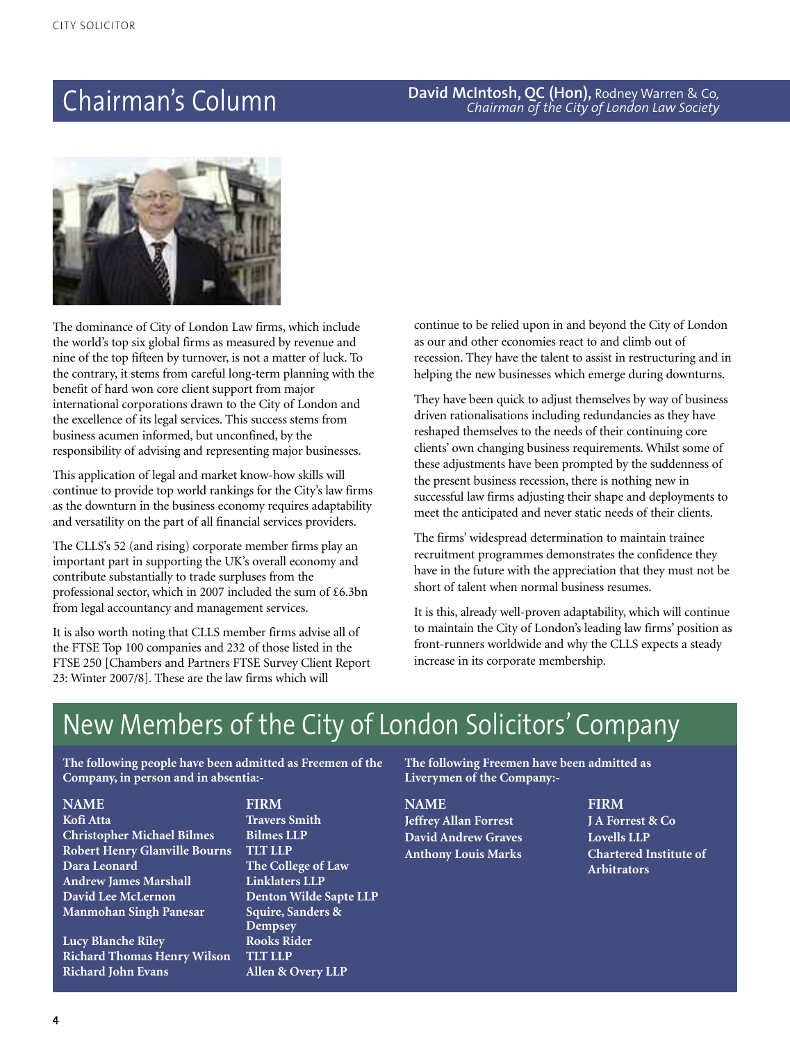# Chairman's Column

**David McIntosh, QC (Hon),** Rodney Warren & Co, *Chairman of the City of London Law Society*

The dominance of City of London Law firms, which include the world's top six global firms as measured by revenue and nine of the top fifteen by turnover, is not a matter of luck. To the contrary, it stems from careful long-term planning with the benefit of hard won core client support from major international corporations drawn to the City of London and the excellence of its legal services. This success stems from business acumen informed, but unconfined, by the responsibility of advising and representing major businesses.

This application of legal and market know-how skills will continue to provide top world rankings for the City's law firms as the downturn in the business economy requires adaptability and versatility on the part of all financial services providers.

The CLLS's 52 (and rising) corporate member firms play an important part in supporting the UK's overall economy and contribute substantially to trade surpluses from the professional sector, which in 2007 included the sum of £6.3bn from legal accountancy and management services.

It is also worth noting that CLLS member firms advise all of the FTSE Top 100 companies and 232 of those listed in the FTSE 250 [Chambers and Partners FTSE Survey Client Report 23: Winter 2007/8]. These are the law firms which will continue to be relied upon in and beyond the City of London as our and other economies react to and climb out of recession. They have the talent to assist in restructuring and in helping the new businesses which emerge during downturns.

They have been quick to adjust themselves by way of business driven rationalisations including redundancies as they have reshaped themselves to the needs of their continuing core clients' own changing business requirements. Whilst some of these adjustments have been prompted by the suddenness of the present business recession, there is nothing new in successful law firms adjusting their shape and deployments to meet the anticipated and never static needs of their clients.

The firms' widespread determination to maintain trainee recruitment programmes demonstrates the confidence they have in the future with the appreciation that they must not be short of talent when normal business resumes.

It is this, already well-proven adaptability, which will continue to maintain the City of London's leading law firms' position as front-runners worldwide and why the CLLS expects a steady increase in its corporate membership.

# New Members of the City of London Solicitors' Company

**The following people have been admitted as Freemen of the Company, in person and in absentia:-**

| NAME | FIRM |
| --- | --- |
| Kofi Atta | Travers Smith |
| Christopher Michael Bilmes | Bilmes LLP |
| Robert Henry Glanville Bourns | TLT LLP |
| Dara Leonard | The College of Law |
| Andrew James Marshall | Linklaters LLP |
| David Lee McLernon | Denton Wilde Sapte LLP |
| Manmohan Singh Panesar | Squire, Sanders & Dempsey |
| Lucy Blanche Riley | Rooks Rider |
| Richard Thomas Henry Wilson | TLT LLP |
| Richard John Evans | Allen & Overy LLP |

**The following Freemen have been admitted as Liverymen of the Company:-**

| NAME | FIRM |
| --- | --- |
| Jeffrey Allan Forrest | J A Forrest & Co |
| David Andrew Graves | Lovells LLP |
| Anthony Louis Marks | Chartered Institute of Arbitrators |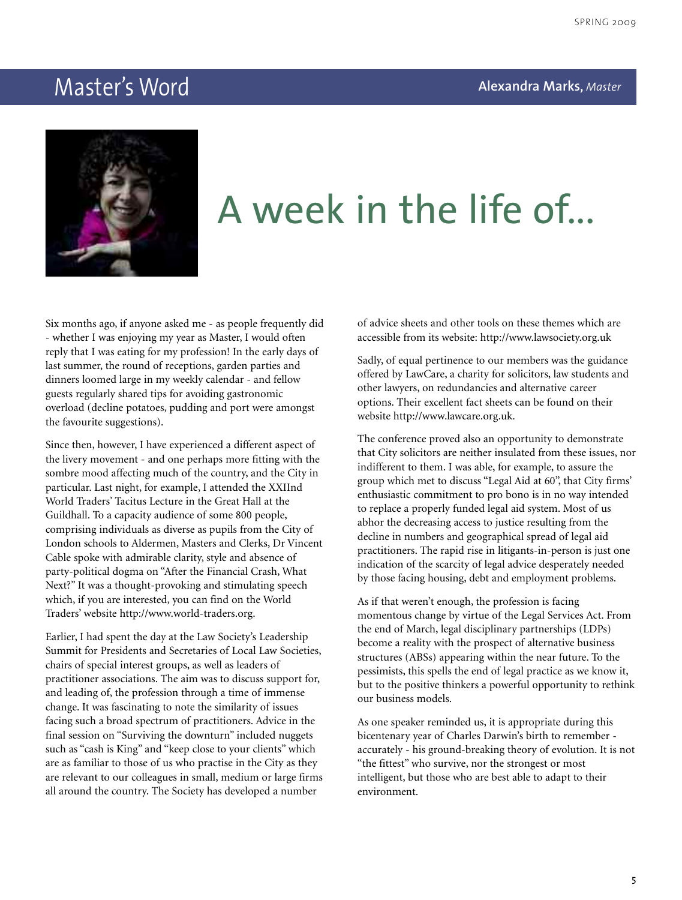## Master's Word

**Alexandra Marks,** *Master*

# A week in the life of…

Six months ago, if anyone asked me - as people frequently did - whether I was enjoying my year as Master, I would often reply that I was eating for my profession! In the early days of last summer, the round of receptions, garden parties and dinners loomed large in my weekly calendar - and fellow guests regularly shared tips for avoiding gastronomic overload (decline potatoes, pudding and port were amongst the favourite suggestions).

Since then, however, I have experienced a different aspect of the livery movement - and one perhaps more fitting with the sombre mood affecting much of the country, and the City in particular. Last night, for example, I attended the XXIInd World Traders' Tacitus Lecture in the Great Hall at the Guildhall. To a capacity audience of some 800 people, comprising individuals as diverse as pupils from the City of London schools to Aldermen, Masters and Clerks, Dr Vincent Cable spoke with admirable clarity, style and absence of party-political dogma on "After the Financial Crash, What Next?" It was a thought-provoking and stimulating speech which, if you are interested, you can find on the World Traders' website http://www.world-traders.org.

Earlier, I had spent the day at the Law Society's Leadership Summit for Presidents and Secretaries of Local Law Societies, chairs of special interest groups, as well as leaders of practitioner associations. The aim was to discuss support for, and leading of, the profession through a time of immense change. It was fascinating to note the similarity of issues facing such a broad spectrum of practitioners. Advice in the final session on "Surviving the downturn" included nuggets such as "cash is King" and "keep close to your clients" which are as familiar to those of us who practise in the City as they are relevant to our colleagues in small, medium or large firms all around the country. The Society has developed a number of advice sheets and other tools on these themes which are accessible from its website: http://www.lawsociety.org.uk

Sadly, of equal pertinence to our members was the guidance offered by LawCare, a charity for solicitors, law students and other lawyers, on redundancies and alternative career options. Their excellent fact sheets can be found on their website http://www.lawcare.org.uk.

The conference proved also an opportunity to demonstrate that City solicitors are neither insulated from these issues, nor indifferent to them. I was able, for example, to assure the group which met to discuss "Legal Aid at 60", that City firms' enthusiastic commitment to pro bono is in no way intended to replace a properly funded legal aid system. Most of us abhor the decreasing access to justice resulting from the decline in numbers and geographical spread of legal aid practitioners. The rapid rise in litigants-in-person is just one indication of the scarcity of legal advice desperately needed by those facing housing, debt and employment problems.

As if that weren't enough, the profession is facing momentous change by virtue of the Legal Services Act. From the end of March, legal disciplinary partnerships (LDPs) become a reality with the prospect of alternative business structures (ABSs) appearing within the near future. To the pessimists, this spells the end of legal practice as we know it, but to the positive thinkers a powerful opportunity to rethink our business models.

As one speaker reminded us, it is appropriate during this bicentenary year of Charles Darwin's birth to remember - accurately - his ground-breaking theory of evolution. It is not "the fittest" who survive, nor the strongest or most intelligent, but those who are best able to adapt to their environment.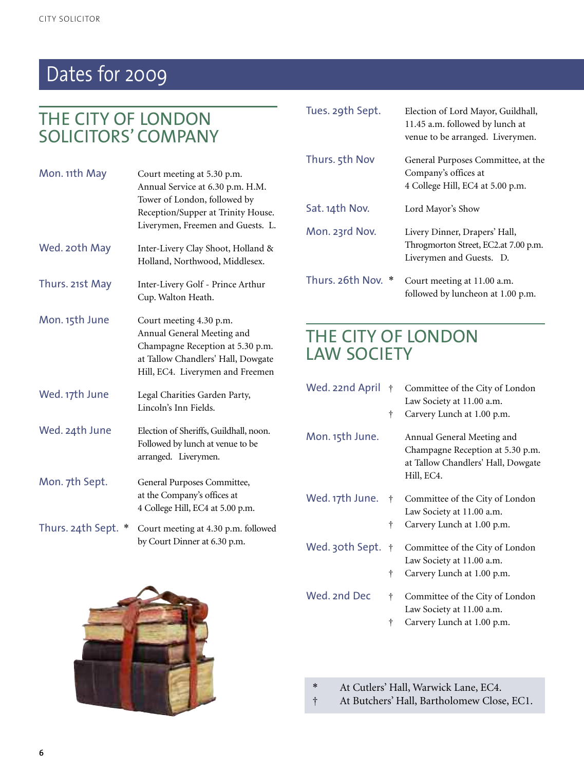# Dates for 2009

## THE CITY OF LONDON SOLICITORS' COMPANY

| | |
|---|---|
| Mon. 11th May | Court meeting at 5.30 p.m. Annual Service at 6.30 p.m. H.M. Tower of London, followed by Reception/Supper at Trinity House. Liverymen, Freemen and Guests. L. |
| Wed. 20th May | Inter-Livery Clay Shoot, Holland & Holland, Northwood, Middlesex. |
| Thurs. 21st May | Inter-Livery Golf - Prince Arthur Cup. Walton Heath. |
| Mon. 15th June | Court meeting 4.30 p.m. Annual General Meeting and Champagne Reception at 5.30 p.m. at Tallow Chandlers' Hall, Dowgate Hill, EC4. Liverymen and Freemen |
| Wed. 17th June | Legal Charities Garden Party, Lincoln's Inn Fields. |
| Wed. 24th June | Election of Sheriffs, Guildhall, noon. Followed by lunch at venue to be arranged. Liverymen. |
| Mon. 7th Sept. | General Purposes Committee, at the Company's offices at 4 College Hill, EC4 at 5.00 p.m. |
| Thurs. 24th Sept. * | Court meeting at 4.30 p.m. followed by Court Dinner at 6.30 p.m. |
| Tues. 29th Sept. | Election of Lord Mayor, Guildhall, 11.45 a.m. followed by lunch at venue to be arranged. Liverymen. |
| Thurs. 5th Nov | General Purposes Committee, at the Company's offices at 4 College Hill, EC4 at 5.00 p.m. |
| Sat. 14th Nov. | Lord Mayor's Show |
| Mon. 23rd Nov. | Livery Dinner, Drapers' Hall, Throgmorton Street, EC2.at 7.00 p.m. Liverymen and Guests. D. |
| Thurs. 26th Nov. * | Court meeting at 11.00 a.m. followed by luncheon at 1.00 p.m. |

## THE CITY OF LONDON LAW SOCIETY

| | |
|---|---|
| Wed. 22nd April | † Committee of the City of London Law Society at 11.00 a.m.<br>† Carvery Lunch at 1.00 p.m. |
| Mon. 15th June. | Annual General Meeting and Champagne Reception at 5.30 p.m. at Tallow Chandlers' Hall, Dowgate Hill, EC4. |
| Wed. 17th June. | † Committee of the City of London Law Society at 11.00 a.m.<br>† Carvery Lunch at 1.00 p.m. |
| Wed. 30th Sept. | † Committee of the City of London Law Society at 11.00 a.m.<br>† Carvery Lunch at 1.00 p.m. |
| Wed. 2nd Dec | † Committee of the City of London Law Society at 11.00 a.m.<br>† Carvery Lunch at 1.00 p.m. |

\* At Cutlers' Hall, Warwick Lane, EC4.

† At Butchers' Hall, Bartholomew Close, EC1.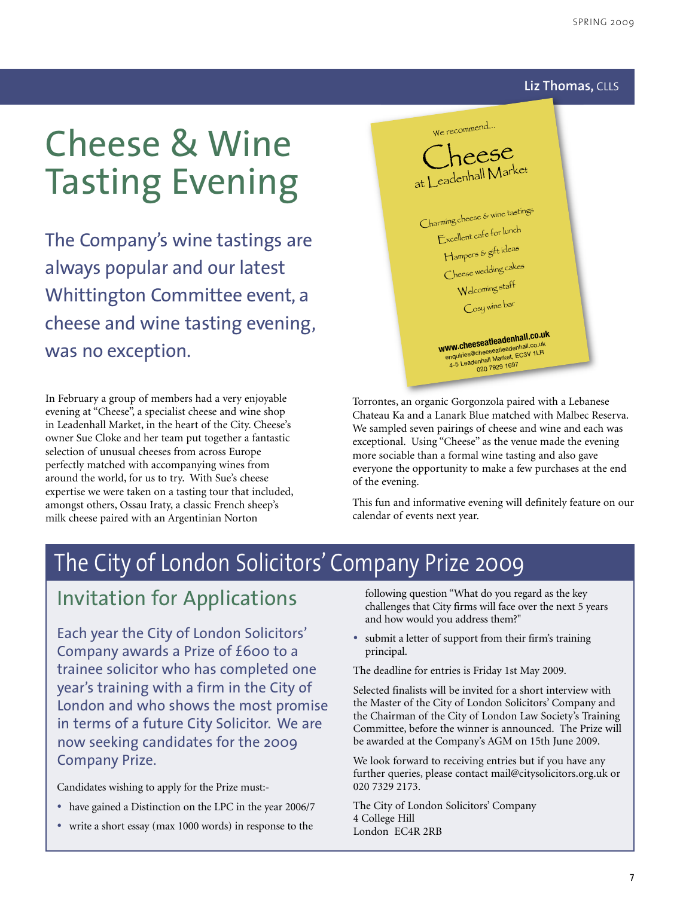**Liz Thomas,** CLLS

# Cheese & Wine Tasting Evening

## The Company's wine tastings are always popular and our latest Whittington Committee event, a cheese and wine tasting evening, was no exception.

We recommend...

Cheese
at Leadenhall Market

Charming cheese & wine tastings
Excellent cafe for lunch
Hampers & gift ideas
Cheese wedding cakes
Welcoming staff
Cosy wine bar

**www.cheeseatleadenhall.co.uk**
enquiries@cheeseatleadenhall.co.uk
4-5 Leadenhall Market, EC3V 1LR
020 7929 1697

In February a group of members had a very enjoyable evening at "Cheese", a specialist cheese and wine shop in Leadenhall Market, in the heart of the City. Cheese's owner Sue Cloke and her team put together a fantastic selection of unusual cheeses from across Europe perfectly matched with accompanying wines from around the world, for us to try. With Sue's cheese expertise we were taken on a tasting tour that included, amongst others, Ossau Iraty, a classic French sheep's milk cheese paired with an Argentinian Norton Torrontes, an organic Gorgonzola paired with a Lebanese Chateau Ka and a Lanark Blue matched with Malbec Reserva. We sampled seven pairings of cheese and wine and each was exceptional. Using "Cheese" as the venue made the evening more sociable than a formal wine tasting and also gave everyone the opportunity to make a few purchases at the end of the evening.

This fun and informative evening will definitely feature on our calendar of events next year.

# The City of London Solicitors' Company Prize 2009

## Invitation for Applications

Each year the City of London Solicitors' Company awards a Prize of £600 to a trainee solicitor who has completed one year's training with a firm in the City of London and who shows the most promise in terms of a future City Solicitor. We are now seeking candidates for the 2009 Company Prize.

Candidates wishing to apply for the Prize must:-

- have gained a Distinction on the LPC in the year 2006/7
- write a short essay (max 1000 words) in response to the following question "What do you regard as the key challenges that City firms will face over the next 5 years and how would you address them?"
- submit a letter of support from their firm's training principal.

The deadline for entries is Friday 1st May 2009.

Selected finalists will be invited for a short interview with the Master of the City of London Solicitors' Company and the Chairman of the City of London Law Society's Training Committee, before the winner is announced. The Prize will be awarded at the Company's AGM on 15th June 2009.

We look forward to receiving entries but if you have any further queries, please contact mail@citysolicitors.org.uk or 020 7329 2173.

The City of London Solicitors' Company
4 College Hill
London EC4R 2RB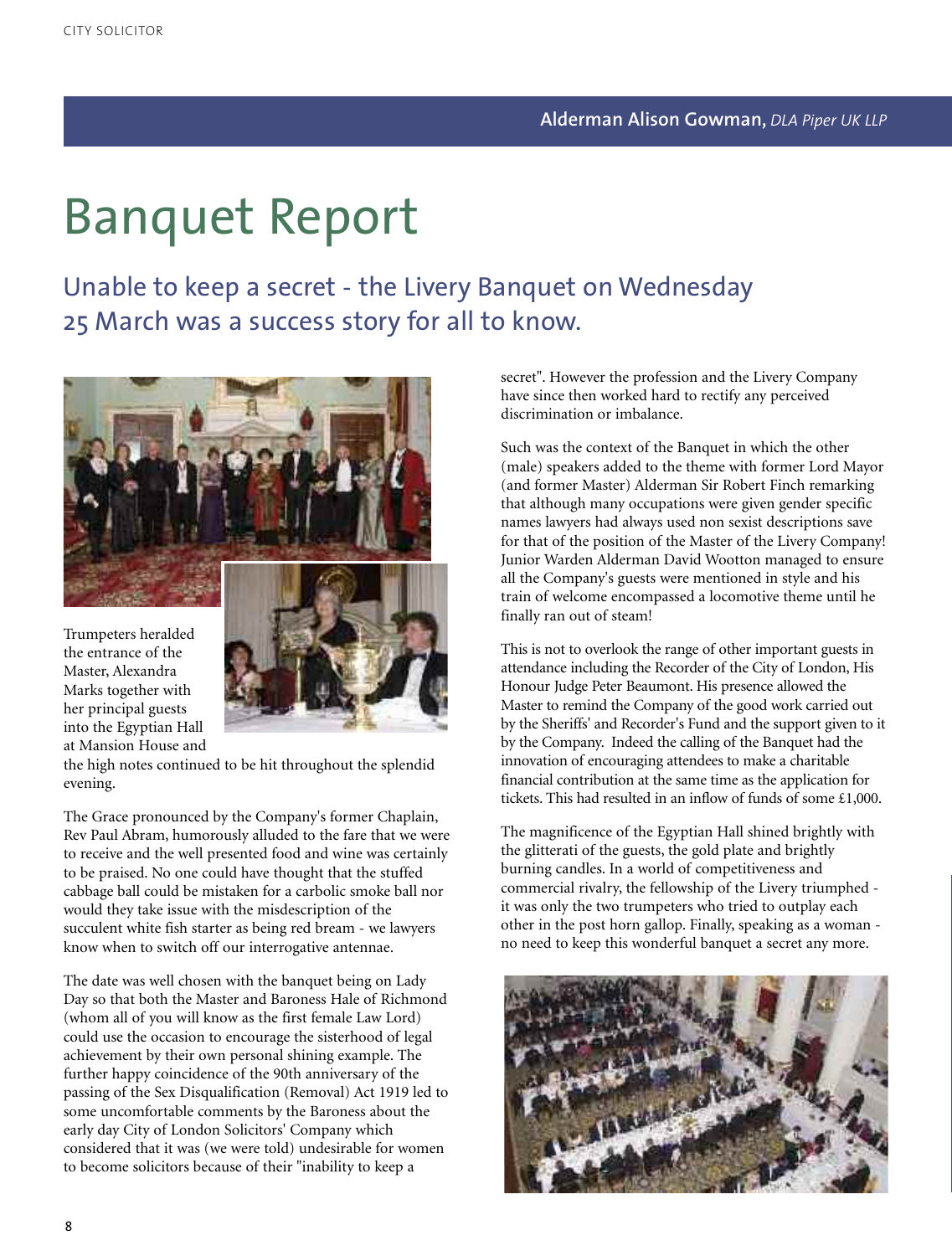**Alderman Alison Gowman,** *DLA Piper UK LLP*

# Banquet Report

## Unable to keep a secret - the Livery Banquet on Wednesday 25 March was a success story for all to know.

Trumpeters heralded the entrance of the Master, Alexandra Marks together with her principal guests into the Egyptian Hall at Mansion House and the high notes continued to be hit throughout the splendid evening.

The Grace pronounced by the Company's former Chaplain, Rev Paul Abram, humorously alluded to the fare that we were to receive and the well presented food and wine was certainly to be praised. No one could have thought that the stuffed cabbage ball could be mistaken for a carbolic smoke ball nor would they take issue with the misdescription of the succulent white fish starter as being red bream - we lawyers know when to switch off our interrogative antennae.

The date was well chosen with the banquet being on Lady Day so that both the Master and Baroness Hale of Richmond (whom all of you will know as the first female Law Lord) could use the occasion to encourage the sisterhood of legal achievement by their own personal shining example. The further happy coincidence of the 90th anniversary of the passing of the Sex Disqualification (Removal) Act 1919 led to some uncomfortable comments by the Baroness about the early day City of London Solicitors' Company which considered that it was (we were told) undesirable for women to become solicitors because of their "inability to keep a secret". However the profession and the Livery Company have since then worked hard to rectify any perceived discrimination or imbalance.

Such was the context of the Banquet in which the other (male) speakers added to the theme with former Lord Mayor (and former Master) Alderman Sir Robert Finch remarking that although many occupations were given gender specific names lawyers had always used non sexist descriptions save for that of the position of the Master of the Livery Company! Junior Warden Alderman David Wootton managed to ensure all the Company's guests were mentioned in style and his train of welcome encompassed a locomotive theme until he finally ran out of steam!

This is not to overlook the range of other important guests in attendance including the Recorder of the City of London, His Honour Judge Peter Beaumont. His presence allowed the Master to remind the Company of the good work carried out by the Sheriffs' and Recorder's Fund and the support given to it by the Company. Indeed the calling of the Banquet had the innovation of encouraging attendees to make a charitable financial contribution at the same time as the application for tickets. This had resulted in an inflow of funds of some £1,000.

The magnificence of the Egyptian Hall shined brightly with the glitterati of the guests, the gold plate and brightly burning candles. In a world of competitiveness and commercial rivalry, the fellowship of the Livery triumphed - it was only the two trumpeters who tried to outplay each other in the post horn gallop. Finally, speaking as a woman - no need to keep this wonderful banquet a secret any more.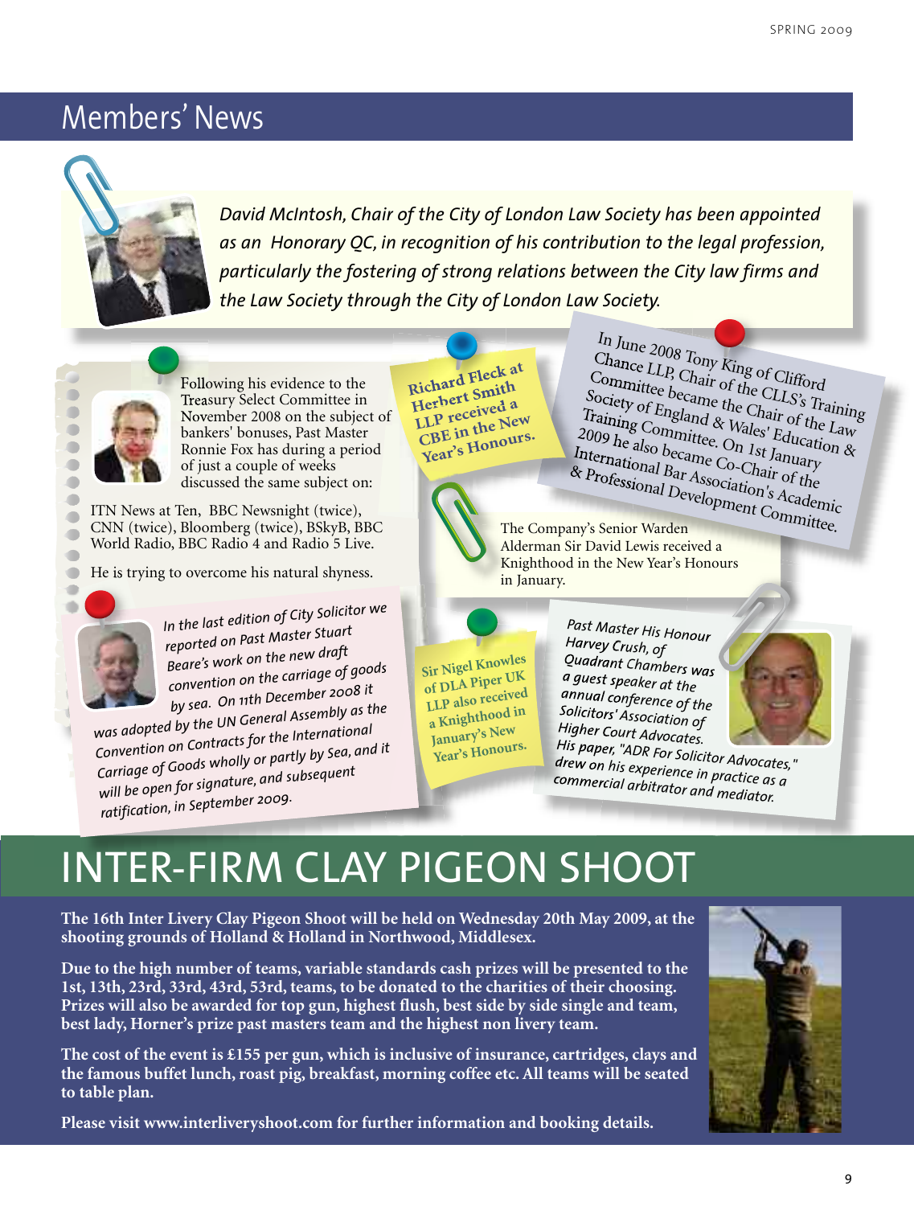# Members' News

*David McIntosh, Chair of the City of London Law Society has been appointed as an Honorary QC, in recognition of his contribution to the legal profession, particularly the fostering of strong relations between the City law firms and the Law Society through the City of London Law Society.*

Following his evidence to the Treasury Select Committee in November 2008 on the subject of bankers' bonuses, Past Master Ronnie Fox has during a period of just a couple of weeks discussed the same subject on:

ITN News at Ten, BBC Newsnight (twice), CNN (twice), Bloomberg (twice), BSkyB, BBC World Radio, BBC Radio 4 and Radio 5 Live.

He is trying to overcome his natural shyness.

**Richard Fleck at Herbert Smith LLP received a CBE in the New Year's Honours.**

In June 2008 Tony King of Clifford Chance LLP, Chair of the CLLS's Training Committee became the Chair of the Law Society of England & Wales' Education & Training Committee. On 1st January 2009 he also became Co-Chair of the International Bar Association's Academic & Professional Development Committee.

The Company's Senior Warden Alderman Sir David Lewis received a Knighthood in the New Year's Honours in January.

*In the last edition of City Solicitor we reported on Past Master Stuart Beare's work on the new draft convention on the carriage of goods by sea. On 11th December 2008 it was adopted by the UN General Assembly as the Convention on Contracts for the International Carriage of Goods wholly or partly by Sea, and it will be open for signature, and subsequent ratification, in September 2009.*

**Sir Nigel Knowles of DLA Piper UK LLP also received a Knighthood in January's New Year's Honours.**

*Past Master His Honour Harvey Crush, of Quadrant Chambers was a guest speaker at the annual conference of the Solicitors' Association of Higher Court Advocates. His paper, "ADR For Solicitor Advocates," drew on his experience in practice as a commercial arbitrator and mediator.*

# INTER-FIRM CLAY PIGEON SHOOT

**The 16th Inter Livery Clay Pigeon Shoot will be held on Wednesday 20th May 2009, at the shooting grounds of Holland & Holland in Northwood, Middlesex.**

**Due to the high number of teams, variable standards cash prizes will be presented to the 1st, 13th, 23rd, 33rd, 43rd, 53rd, teams, to be donated to the charities of their choosing. Prizes will also be awarded for top gun, highest flush, best side by side single and team, best lady, Horner's prize past masters team and the highest non livery team.**

**The cost of the event is £155 per gun, which is inclusive of insurance, cartridges, clays and the famous buffet lunch, roast pig, breakfast, morning coffee etc. All teams will be seated to table plan.**

**Please visit www.interliveryshoot.com for further information and booking details.**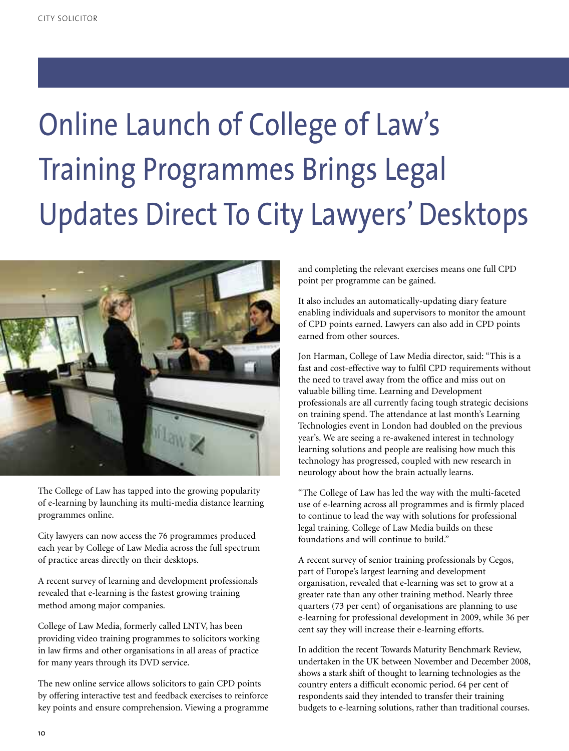# Online Launch of College of Law's Training Programmes Brings Legal Updates Direct To City Lawyers' Desktops

The College of Law has tapped into the growing popularity of e-learning by launching its multi-media distance learning programmes online.

City lawyers can now access the 76 programmes produced each year by College of Law Media across the full spectrum of practice areas directly on their desktops.

A recent survey of learning and development professionals revealed that e-learning is the fastest growing training method among major companies.

College of Law Media, formerly called LNTV, has been providing video training programmes to solicitors working in law firms and other organisations in all areas of practice for many years through its DVD service.

The new online service allows solicitors to gain CPD points by offering interactive test and feedback exercises to reinforce key points and ensure comprehension. Viewing a programme and completing the relevant exercises means one full CPD point per programme can be gained.

It also includes an automatically-updating diary feature enabling individuals and supervisors to monitor the amount of CPD points earned. Lawyers can also add in CPD points earned from other sources.

Jon Harman, College of Law Media director, said: "This is a fast and cost-effective way to fulfil CPD requirements without the need to travel away from the office and miss out on valuable billing time. Learning and Development professionals are all currently facing tough strategic decisions on training spend. The attendance at last month's Learning Technologies event in London had doubled on the previous year's. We are seeing a re-awakened interest in technology learning solutions and people are realising how much this technology has progressed, coupled with new research in neurology about how the brain actually learns.

"The College of Law has led the way with the multi-faceted use of e-learning across all programmes and is firmly placed to continue to lead the way with solutions for professional legal training. College of Law Media builds on these foundations and will continue to build."

A recent survey of senior training professionals by Cegos, part of Europe's largest learning and development organisation, revealed that e-learning was set to grow at a greater rate than any other training method. Nearly three quarters (73 per cent) of organisations are planning to use e-learning for professional development in 2009, while 36 per cent say they will increase their e-learning efforts.

In addition the recent Towards Maturity Benchmark Review, undertaken in the UK between November and December 2008, shows a stark shift of thought to learning technologies as the country enters a difficult economic period. 64 per cent of respondents said they intended to transfer their training budgets to e-learning solutions, rather than traditional courses.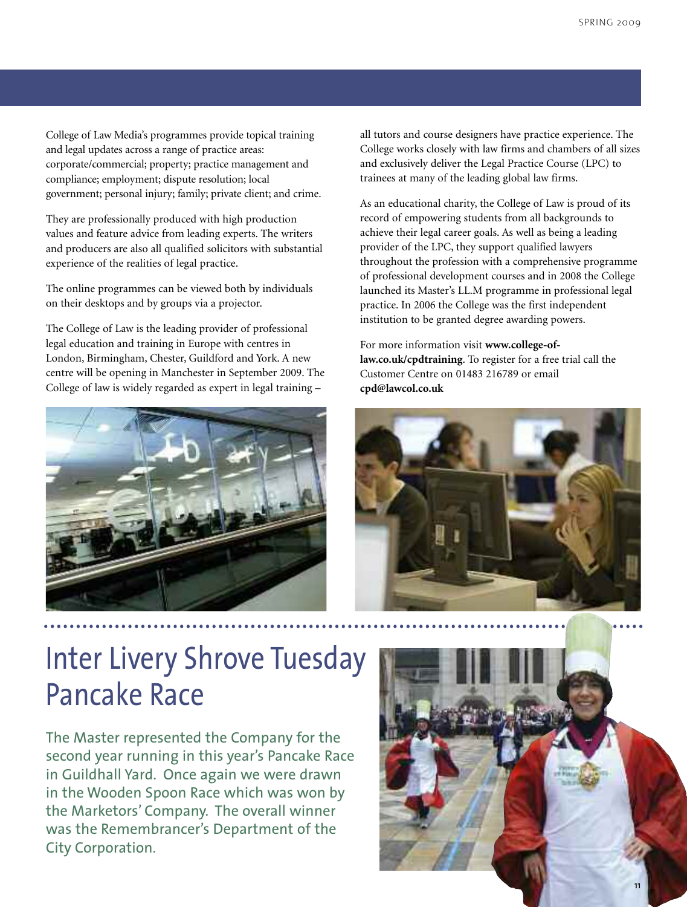College of Law Media's programmes provide topical training and legal updates across a range of practice areas: corporate/commercial; property; practice management and compliance; employment; dispute resolution; local government; personal injury; family; private client; and crime.

They are professionally produced with high production values and feature advice from leading experts. The writers and producers are also all qualified solicitors with substantial experience of the realities of legal practice.

The online programmes can be viewed both by individuals on their desktops and by groups via a projector.

The College of Law is the leading provider of professional legal education and training in Europe with centres in London, Birmingham, Chester, Guildford and York. A new centre will be opening in Manchester in September 2009. The College of law is widely regarded as expert in legal training – all tutors and course designers have practice experience. The College works closely with law firms and chambers of all sizes and exclusively deliver the Legal Practice Course (LPC) to trainees at many of the leading global law firms.

As an educational charity, the College of Law is proud of its record of empowering students from all backgrounds to achieve their legal career goals. As well as being a leading provider of the LPC, they support qualified lawyers throughout the profession with a comprehensive programme of professional development courses and in 2008 the College launched its Master's LL.M programme in professional legal practice. In 2006 the College was the first independent institution to be granted degree awarding powers.

For more information visit **www.college-of-law.co.uk/cpdtraining**. To register for a free trial call the Customer Centre on 01483 216789 or email **cpd@lawcol.co.uk**

# Inter Livery Shrove Tuesday Pancake Race

The Master represented the Company for the second year running in this year's Pancake Race in Guildhall Yard. Once again we were drawn in the Wooden Spoon Race which was won by the Marketors' Company. The overall winner was the Remembrancer's Department of the City Corporation.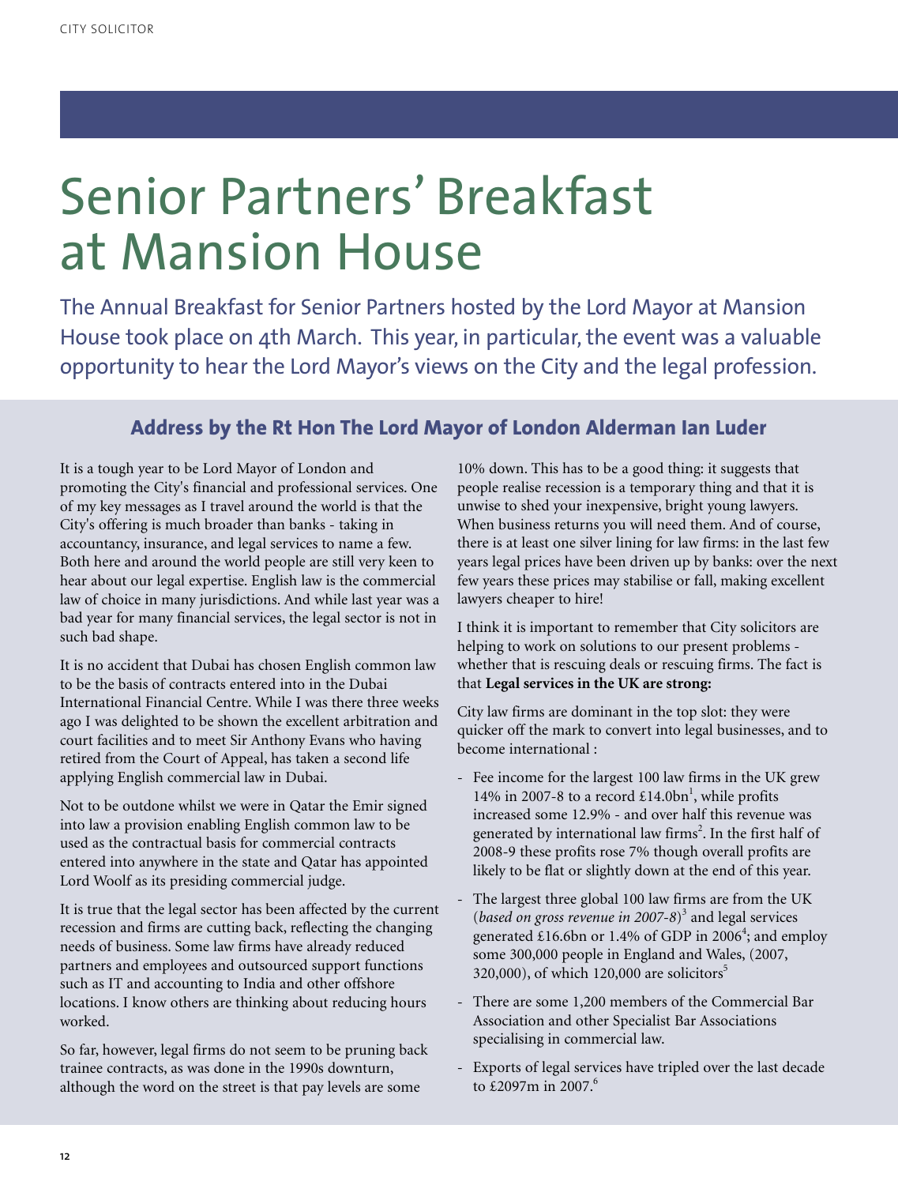# Senior Partners' Breakfast at Mansion House

The Annual Breakfast for Senior Partners hosted by the Lord Mayor at Mansion House took place on 4th March. This year, in particular, the event was a valuable opportunity to hear the Lord Mayor's views on the City and the legal profession.

## Address by the Rt Hon The Lord Mayor of London Alderman Ian Luder

It is a tough year to be Lord Mayor of London and promoting the City's financial and professional services. One of my key messages as I travel around the world is that the City's offering is much broader than banks - taking in accountancy, insurance, and legal services to name a few. Both here and around the world people are still very keen to hear about our legal expertise. English law is the commercial law of choice in many jurisdictions. And while last year was a bad year for many financial services, the legal sector is not in such bad shape.

It is no accident that Dubai has chosen English common law to be the basis of contracts entered into in the Dubai International Financial Centre. While I was there three weeks ago I was delighted to be shown the excellent arbitration and court facilities and to meet Sir Anthony Evans who having retired from the Court of Appeal, has taken a second life applying English commercial law in Dubai.

Not to be outdone whilst we were in Qatar the Emir signed into law a provision enabling English common law to be used as the contractual basis for commercial contracts entered into anywhere in the state and Qatar has appointed Lord Woolf as its presiding commercial judge.

It is true that the legal sector has been affected by the current recession and firms are cutting back, reflecting the changing needs of business. Some law firms have already reduced partners and employees and outsourced support functions such as IT and accounting to India and other offshore locations. I know others are thinking about reducing hours worked.

So far, however, legal firms do not seem to be pruning back trainee contracts, as was done in the 1990s downturn, although the word on the street is that pay levels are some 10% down. This has to be a good thing: it suggests that people realise recession is a temporary thing and that it is unwise to shed your inexpensive, bright young lawyers. When business returns you will need them. And of course, there is at least one silver lining for law firms: in the last few years legal prices have been driven up by banks: over the next few years these prices may stabilise or fall, making excellent lawyers cheaper to hire!

I think it is important to remember that City solicitors are helping to work on solutions to our present problems - whether that is rescuing deals or rescuing firms. The fact is that **Legal services in the UK are strong:**

City law firms are dominant in the top slot: they were quicker off the mark to convert into legal businesses, and to become international :

- Fee income for the largest 100 law firms in the UK grew 14% in 2007-8 to a record £14.0bn[1], while profits increased some 12.9% - and over half this revenue was generated by international law firms[2]. In the first half of 2008-9 these profits rose 7% though overall profits are likely to be flat or slightly down at the end of this year.
- The largest three global 100 law firms are from the UK (*based on gross revenue in 2007-8*)[3] and legal services generated £16.6bn or 1.4% of GDP in 2006[4]; and employ some 300,000 people in England and Wales, (2007, 320,000), of which 120,000 are solicitors[5]
- There are some 1,200 members of the Commercial Bar Association and other Specialist Bar Associations specialising in commercial law.
- Exports of legal services have tripled over the last decade to £2097m in 2007.[6]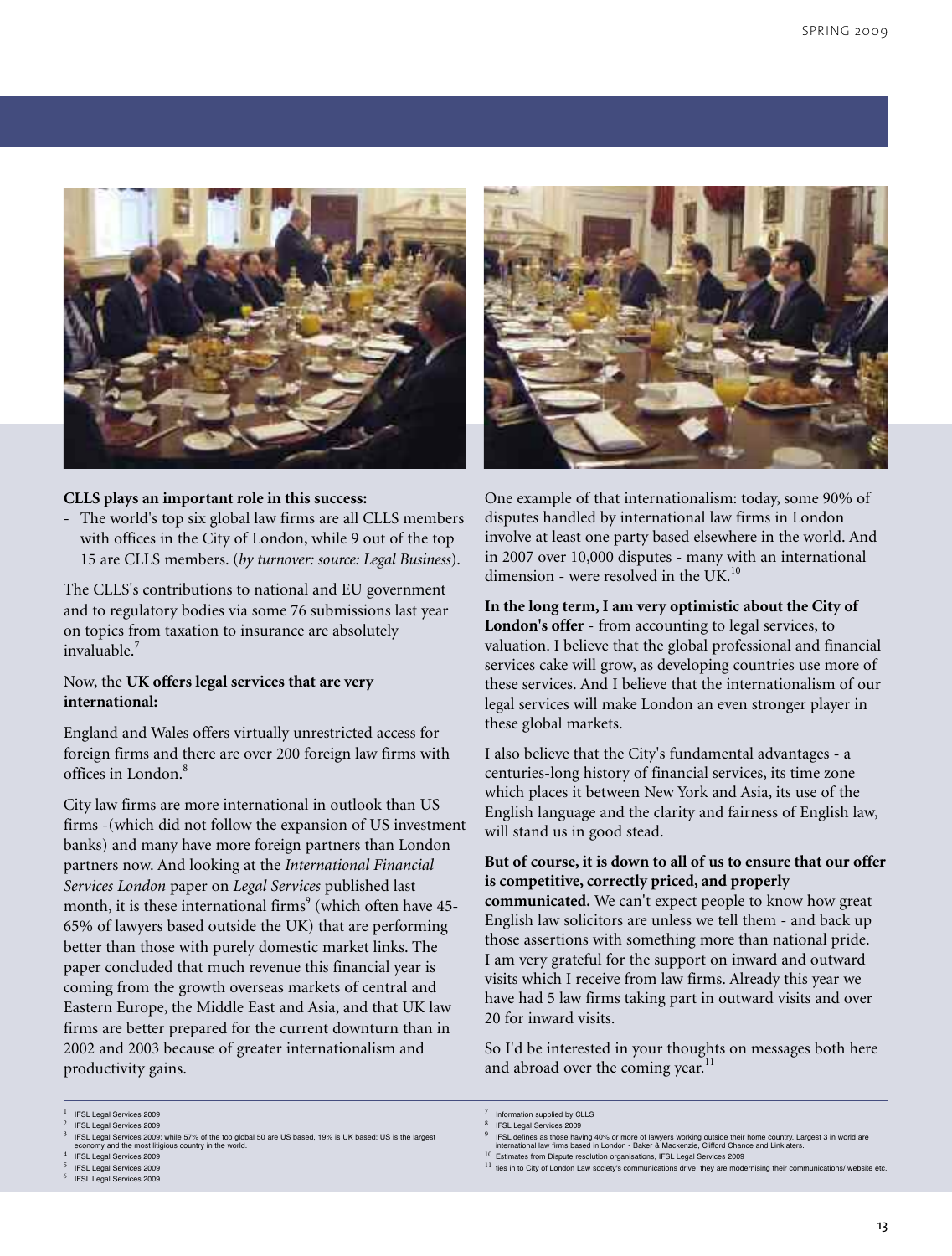**CLLS plays an important role in this success:**

- The world's top six global law firms are all CLLS members with offices in the City of London, while 9 out of the top 15 are CLLS members. (*by turnover: source: Legal Business*).

The CLLS's contributions to national and EU government and to regulatory bodies via some 76 submissions last year on topics from taxation to insurance are absolutely invaluable.[7]

Now, the **UK offers legal services that are very international:**

England and Wales offers virtually unrestricted access for foreign firms and there are over 200 foreign law firms with offices in London.[8]

City law firms are more international in outlook than US firms -(which did not follow the expansion of US investment banks) and many have more foreign partners than London partners now. And looking at the *International Financial Services London* paper on *Legal Services* published last month, it is these international firms[9] (which often have 45-65% of lawyers based outside the UK) that are performing better than those with purely domestic market links. The paper concluded that much revenue this financial year is coming from the growth overseas markets of central and Eastern Europe, the Middle East and Asia, and that UK law firms are better prepared for the current downturn than in 2002 and 2003 because of greater internationalism and productivity gains.

One example of that internationalism: today, some 90% of disputes handled by international law firms in London involve at least one party based elsewhere in the world. And in 2007 over 10,000 disputes - many with an international dimension - were resolved in the UK.[10]

**In the long term, I am very optimistic about the City of London's offer** - from accounting to legal services, to valuation. I believe that the global professional and financial services cake will grow, as developing countries use more of these services. And I believe that the internationalism of our legal services will make London an even stronger player in these global markets.

I also believe that the City's fundamental advantages - a centuries-long history of financial services, its time zone which places it between New York and Asia, its use of the English language and the clarity and fairness of English law, will stand us in good stead.

**But of course, it is down to all of us to ensure that our offer is competitive, correctly priced, and properly communicated.** We can't expect people to know how great English law solicitors are unless we tell them - and back up those assertions with something more than national pride. I am very grateful for the support on inward and outward visits which I receive from law firms. Already this year we have had 5 law firms taking part in outward visits and over 20 for inward visits.

So I'd be interested in your thoughts on messages both here and abroad over the coming year.[11]

---

1 IFSL Legal Services 2009

2 IFSL Legal Services 2009

3 IFSL Legal Services 2009; while 57% of the top global 50 are US based, 19% is UK based: US is the largest economy and the most litigious country in the world.

4 IFSL Legal Services 2009

5 IFSL Legal Services 2009

6 IFSL Legal Services 2009

7 Information supplied by CLLS

8 IFSL Legal Services 2009

9 IFSL defines as those having 40% or more of lawyers working outside their home country. Largest 3 in world are international law firms based in London - Baker & Mackenzie, Clifford Chance and Linklaters.

10 Estimates from Dispute resolution organisations, IFSL Legal Services 2009

11 ties in to City of London Law society's communications drive; they are modernising their communications/ website etc.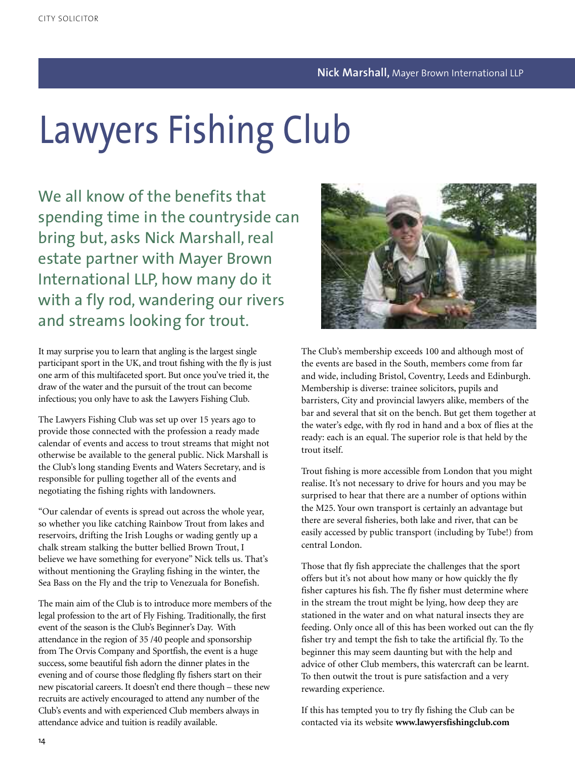**Nick Marshall,** Mayer Brown International LLP

# Lawyers Fishing Club

## We all know of the benefits that spending time in the countryside can bring but, asks Nick Marshall, real estate partner with Mayer Brown International LLP, how many do it with a fly rod, wandering our rivers and streams looking for trout.

It may surprise you to learn that angling is the largest single participant sport in the UK, and trout fishing with the fly is just one arm of this multifaceted sport. But once you've tried it, the draw of the water and the pursuit of the trout can become infectious; you only have to ask the Lawyers Fishing Club.

The Lawyers Fishing Club was set up over 15 years ago to provide those connected with the profession a ready made calendar of events and access to trout streams that might not otherwise be available to the general public. Nick Marshall is the Club's long standing Events and Waters Secretary, and is responsible for pulling together all of the events and negotiating the fishing rights with landowners.

"Our calendar of events is spread out across the whole year, so whether you like catching Rainbow Trout from lakes and reservoirs, drifting the Irish Loughs or wading gently up a chalk stream stalking the butter bellied Brown Trout, I believe we have something for everyone" Nick tells us. That's without mentioning the Grayling fishing in the winter, the Sea Bass on the Fly and the trip to Venezuala for Bonefish.

The main aim of the Club is to introduce more members of the legal profession to the art of Fly Fishing. Traditionally, the first event of the season is the Club's Beginner's Day. With attendance in the region of 35 /40 people and sponsorship from The Orvis Company and Sportfish, the event is a huge success, some beautiful fish adorn the dinner plates in the evening and of course those fledgling fly fishers start on their new piscatorial careers. It doesn't end there though – these new recruits are actively encouraged to attend any number of the Club's events and with experienced Club members always in attendance advice and tuition is readily available.

The Club's membership exceeds 100 and although most of the events are based in the South, members come from far and wide, including Bristol, Coventry, Leeds and Edinburgh. Membership is diverse: trainee solicitors, pupils and barristers, City and provincial lawyers alike, members of the bar and several that sit on the bench. But get them together at the water's edge, with fly rod in hand and a box of flies at the ready: each is an equal. The superior role is that held by the trout itself.

Trout fishing is more accessible from London that you might realise. It's not necessary to drive for hours and you may be surprised to hear that there are a number of options within the M25. Your own transport is certainly an advantage but there are several fisheries, both lake and river, that can be easily accessed by public transport (including by Tube!) from central London.

Those that fly fish appreciate the challenges that the sport offers but it's not about how many or how quickly the fly fisher captures his fish. The fly fisher must determine where in the stream the trout might be lying, how deep they are stationed in the water and on what natural insects they are feeding. Only once all of this has been worked out can the fly fisher try and tempt the fish to take the artificial fly. To the beginner this may seem daunting but with the help and advice of other Club members, this watercraft can be learnt. To then outwit the trout is pure satisfaction and a very rewarding experience.

If this has tempted you to try fly fishing the Club can be contacted via its website **www.lawyersfishingclub.com**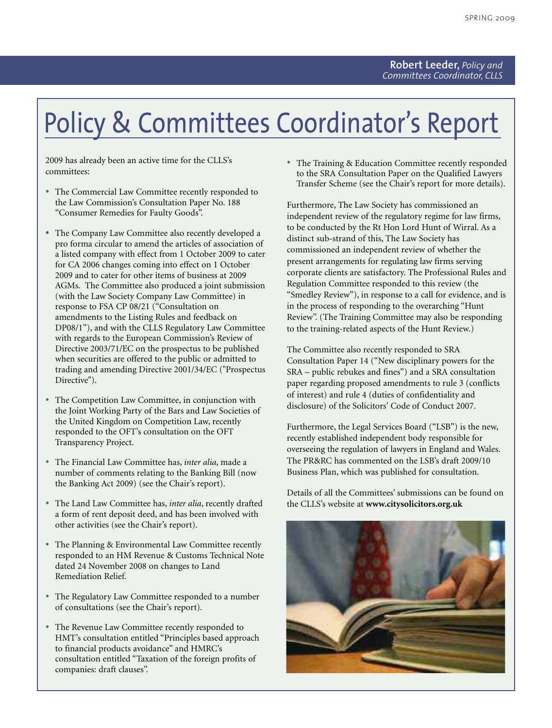Robert Leeder, *Policy and Committees Coordinator, CLLS*

# Policy & Committees Coordinator's Report

2009 has already been an active time for the CLLS's committees:

- The Commercial Law Committee recently responded to the Law Commission's Consultation Paper No. 188 "Consumer Remedies for Faulty Goods".
- The Company Law Committee also recently developed a pro forma circular to amend the articles of association of a listed company with effect from 1 October 2009 to cater for CA 2006 changes coming into effect on 1 October 2009 and to cater for other items of business at 2009 AGMs. The Committee also produced a joint submission (with the Law Society Company Law Committee) in response to FSA CP 08/21 ("Consultation on amendments to the Listing Rules and feedback on DP08/1"), and with the CLLS Regulatory Law Committee with regards to the European Commission's Review of Directive 2003/71/EC on the prospectus to be published when securities are offered to the public or admitted to trading and amending Directive 2001/34/EC ("Prospectus Directive").
- The Competition Law Committee, in conjunction with the Joint Working Party of the Bars and Law Societies of the United Kingdom on Competition Law, recently responded to the OFT's consultation on the OFT Transparency Project.
- The Financial Law Committee has, *inter alia*, made a number of comments relating to the Banking Bill (now the Banking Act 2009) (see the Chair's report).
- The Land Law Committee has, *inter alia*, recently drafted a form of rent deposit deed, and has been involved with other activities (see the Chair's report).
- The Planning & Environmental Law Committee recently responded to an HM Revenue & Customs Technical Note dated 24 November 2008 on changes to Land Remediation Relief.
- The Regulatory Law Committee responded to a number of consultations (see the Chair's report).
- The Revenue Law Committee recently responded to HMT's consultation entitled "Principles based approach to financial products avoidance" and HMRC's consultation entitled "Taxation of the foreign profits of companies: draft clauses".
- The Training & Education Committee recently responded to the SRA Consultation Paper on the Qualified Lawyers Transfer Scheme (see the Chair's report for more details).

Furthermore, The Law Society has commissioned an independent review of the regulatory regime for law firms, to be conducted by the Rt Hon Lord Hunt of Wirral. As a distinct sub-strand of this, The Law Society has commissioned an independent review of whether the present arrangements for regulating law firms serving corporate clients are satisfactory. The Professional Rules and Regulation Committee responded to this review (the "Smedley Review"), in response to a call for evidence, and is in the process of responding to the overarching "Hunt Review". (The Training Committee may also be responding to the training-related aspects of the Hunt Review.)

The Committee also recently responded to SRA Consultation Paper 14 ("New disciplinary powers for the SRA – public rebukes and fines") and a SRA consultation paper regarding proposed amendments to rule 3 (conflicts of interest) and rule 4 (duties of confidentiality and disclosure) of the Solicitors' Code of Conduct 2007.

Furthermore, the Legal Services Board ("LSB") is the new, recently established independent body responsible for overseeing the regulation of lawyers in England and Wales. The PR&RC has commented on the LSB's draft 2009/10 Business Plan, which was published for consultation.

Details of all the Committees' submissions can be found on the CLLS's website at **www.citysolicitors.org.uk**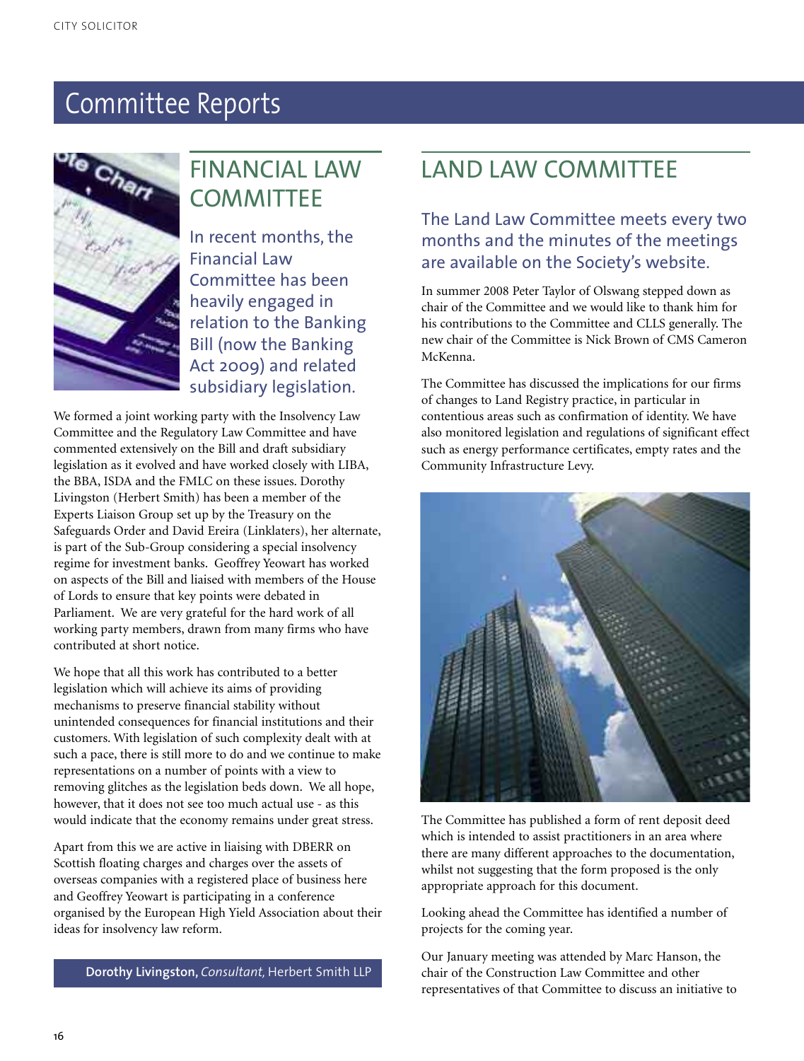# Committee Reports

## FINANCIAL LAW COMMITTEE

### In recent months, the Financial Law Committee has been heavily engaged in relation to the Banking Bill (now the Banking Act 2009) and related subsidiary legislation.

We formed a joint working party with the Insolvency Law Committee and the Regulatory Law Committee and have commented extensively on the Bill and draft subsidiary legislation as it evolved and have worked closely with LIBA, the BBA, ISDA and the FMLC on these issues. Dorothy Livingston (Herbert Smith) has been a member of the Experts Liaison Group set up by the Treasury on the Safeguards Order and David Ereira (Linklaters), her alternate, is part of the Sub-Group considering a special insolvency regime for investment banks. Geoffrey Yeowart has worked on aspects of the Bill and liaised with members of the House of Lords to ensure that key points were debated in Parliament. We are very grateful for the hard work of all working party members, drawn from many firms who have contributed at short notice.

We hope that all this work has contributed to a better legislation which will achieve its aims of providing mechanisms to preserve financial stability without unintended consequences for financial institutions and their customers. With legislation of such complexity dealt with at such a pace, there is still more to do and we continue to make representations on a number of points with a view to removing glitches as the legislation beds down. We all hope, however, that it does not see too much actual use - as this would indicate that the economy remains under great stress.

Apart from this we are active in liaising with DBERR on Scottish floating charges and charges over the assets of overseas companies with a registered place of business here and Geoffrey Yeowart is participating in a conference organised by the European High Yield Association about their ideas for insolvency law reform.

**Dorothy Livingston,** *Consultant,* Herbert Smith LLP

## LAND LAW COMMITTEE

### The Land Law Committee meets every two months and the minutes of the meetings are available on the Society's website.

In summer 2008 Peter Taylor of Olswang stepped down as chair of the Committee and we would like to thank him for his contributions to the Committee and CLLS generally. The new chair of the Committee is Nick Brown of CMS Cameron McKenna.

The Committee has discussed the implications for our firms of changes to Land Registry practice, in particular in contentious areas such as confirmation of identity. We have also monitored legislation and regulations of significant effect such as energy performance certificates, empty rates and the Community Infrastructure Levy.

The Committee has published a form of rent deposit deed which is intended to assist practitioners in an area where there are many different approaches to the documentation, whilst not suggesting that the form proposed is the only appropriate approach for this document.

Looking ahead the Committee has identified a number of projects for the coming year.

Our January meeting was attended by Marc Hanson, the chair of the Construction Law Committee and other representatives of that Committee to discuss an initiative to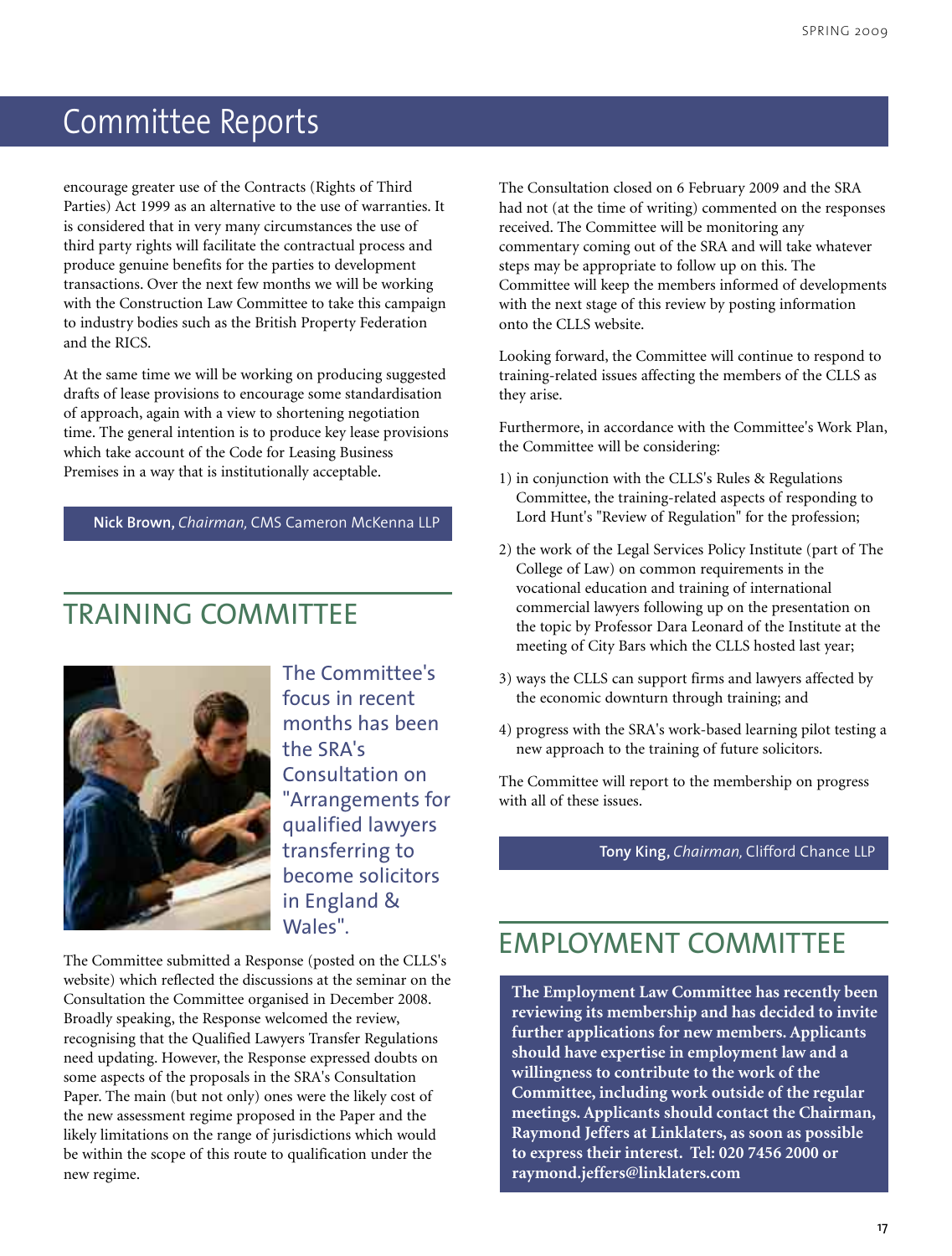# Committee Reports

encourage greater use of the Contracts (Rights of Third Parties) Act 1999 as an alternative to the use of warranties. It is considered that in very many circumstances the use of third party rights will facilitate the contractual process and produce genuine benefits for the parties to development transactions. Over the next few months we will be working with the Construction Law Committee to take this campaign to industry bodies such as the British Property Federation and the RICS.

At the same time we will be working on producing suggested drafts of lease provisions to encourage some standardisation of approach, again with a view to shortening negotiation time. The general intention is to produce key lease provisions which take account of the Code for Leasing Business Premises in a way that is institutionally acceptable.

**Nick Brown,** *Chairman,* CMS Cameron McKenna LLP

## TRAINING COMMITTEE

The Committee's focus in recent months has been the SRA's Consultation on "Arrangements for qualified lawyers transferring to become solicitors in England & Wales".

The Committee submitted a Response (posted on the CLLS's website) which reflected the discussions at the seminar on the Consultation the Committee organised in December 2008. Broadly speaking, the Response welcomed the review, recognising that the Qualified Lawyers Transfer Regulations need updating. However, the Response expressed doubts on some aspects of the proposals in the SRA's Consultation Paper. The main (but not only) ones were the likely cost of the new assessment regime proposed in the Paper and the likely limitations on the range of jurisdictions which would be within the scope of this route to qualification under the new regime.

The Consultation closed on 6 February 2009 and the SRA had not (at the time of writing) commented on the responses received. The Committee will be monitoring any commentary coming out of the SRA and will take whatever steps may be appropriate to follow up on this. The Committee will keep the members informed of developments with the next stage of this review by posting information onto the CLLS website.

Looking forward, the Committee will continue to respond to training-related issues affecting the members of the CLLS as they arise.

Furthermore, in accordance with the Committee's Work Plan, the Committee will be considering:

1) in conjunction with the CLLS's Rules & Regulations Committee, the training-related aspects of responding to Lord Hunt's "Review of Regulation" for the profession;
2) the work of the Legal Services Policy Institute (part of The College of Law) on common requirements in the vocational education and training of international commercial lawyers following up on the presentation on the topic by Professor Dara Leonard of the Institute at the meeting of City Bars which the CLLS hosted last year;
3) ways the CLLS can support firms and lawyers affected by the economic downturn through training; and
4) progress with the SRA's work-based learning pilot testing a new approach to the training of future solicitors.

The Committee will report to the membership on progress with all of these issues.

**Tony King,** *Chairman,* Clifford Chance LLP

## EMPLOYMENT COMMITTEE

**The Employment Law Committee has recently been reviewing its membership and has decided to invite further applications for new members. Applicants should have expertise in employment law and a willingness to contribute to the work of the Committee, including work outside of the regular meetings. Applicants should contact the Chairman, Raymond Jeffers at Linklaters, as soon as possible to express their interest. Tel: 020 7456 2000 or raymond.jeffers@linklaters.com**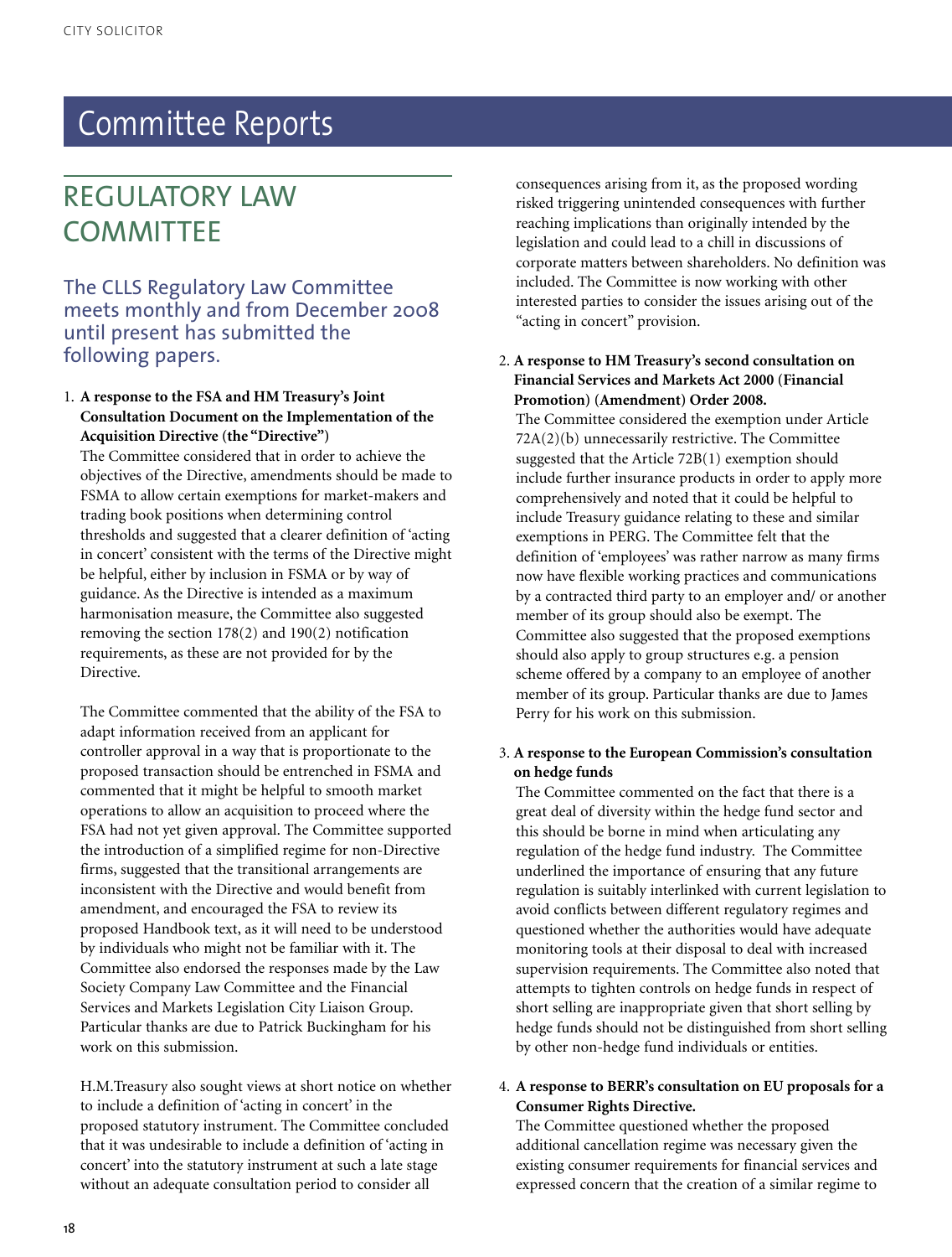# Committee Reports

## REGULATORY LAW COMMITTEE

### The CLLS Regulatory Law Committee meets monthly and from December 2008 until present has submitted the following papers.

1. **A response to the FSA and HM Treasury's Joint Consultation Document on the Implementation of the Acquisition Directive (the "Directive")**
   The Committee considered that in order to achieve the objectives of the Directive, amendments should be made to FSMA to allow certain exemptions for market-makers and trading book positions when determining control thresholds and suggested that a clearer definition of 'acting in concert' consistent with the terms of the Directive might be helpful, either by inclusion in FSMA or by way of guidance. As the Directive is intended as a maximum harmonisation measure, the Committee also suggested removing the section 178(2) and 190(2) notification requirements, as these are not provided for by the Directive.

   The Committee commented that the ability of the FSA to adapt information received from an applicant for controller approval in a way that is proportionate to the proposed transaction should be entrenched in FSMA and commented that it might be helpful to smooth market operations to allow an acquisition to proceed where the FSA had not yet given approval. The Committee supported the introduction of a simplified regime for non-Directive firms, suggested that the transitional arrangements are inconsistent with the Directive and would benefit from amendment, and encouraged the FSA to review its proposed Handbook text, as it will need to be understood by individuals who might not be familiar with it. The Committee also endorsed the responses made by the Law Society Company Law Committee and the Financial Services and Markets Legislation City Liaison Group. Particular thanks are due to Patrick Buckingham for his work on this submission.

   H.M.Treasury also sought views at short notice on whether to include a definition of 'acting in concert' in the proposed statutory instrument. The Committee concluded that it was undesirable to include a definition of 'acting in concert' into the statutory instrument at such a late stage without an adequate consultation period to consider all consequences arising from it, as the proposed wording risked triggering unintended consequences with further reaching implications than originally intended by the legislation and could lead to a chill in discussions of corporate matters between shareholders. No definition was included. The Committee is now working with other interested parties to consider the issues arising out of the "acting in concert" provision.

2. **A response to HM Treasury's second consultation on Financial Services and Markets Act 2000 (Financial Promotion) (Amendment) Order 2008.**
   The Committee considered the exemption under Article 72A(2)(b) unnecessarily restrictive. The Committee suggested that the Article 72B(1) exemption should include further insurance products in order to apply more comprehensively and noted that it could be helpful to include Treasury guidance relating to these and similar exemptions in PERG. The Committee felt that the definition of 'employees' was rather narrow as many firms now have flexible working practices and communications by a contracted third party to an employer and/ or another member of its group should also be exempt. The Committee also suggested that the proposed exemptions should also apply to group structures e.g. a pension scheme offered by a company to an employee of another member of its group. Particular thanks are due to James Perry for his work on this submission.

3. **A response to the European Commission's consultation on hedge funds**
   The Committee commented on the fact that there is a great deal of diversity within the hedge fund sector and this should be borne in mind when articulating any regulation of the hedge fund industry. The Committee underlined the importance of ensuring that any future regulation is suitably interlinked with current legislation to avoid conflicts between different regulatory regimes and questioned whether the authorities would have adequate monitoring tools at their disposal to deal with increased supervision requirements. The Committee also noted that attempts to tighten controls on hedge funds in respect of short selling are inappropriate given that short selling by hedge funds should not be distinguished from short selling by other non-hedge fund individuals or entities.

4. **A response to BERR's consultation on EU proposals for a Consumer Rights Directive.**
   The Committee questioned whether the proposed additional cancellation regime was necessary given the existing consumer requirements for financial services and expressed concern that the creation of a similar regime to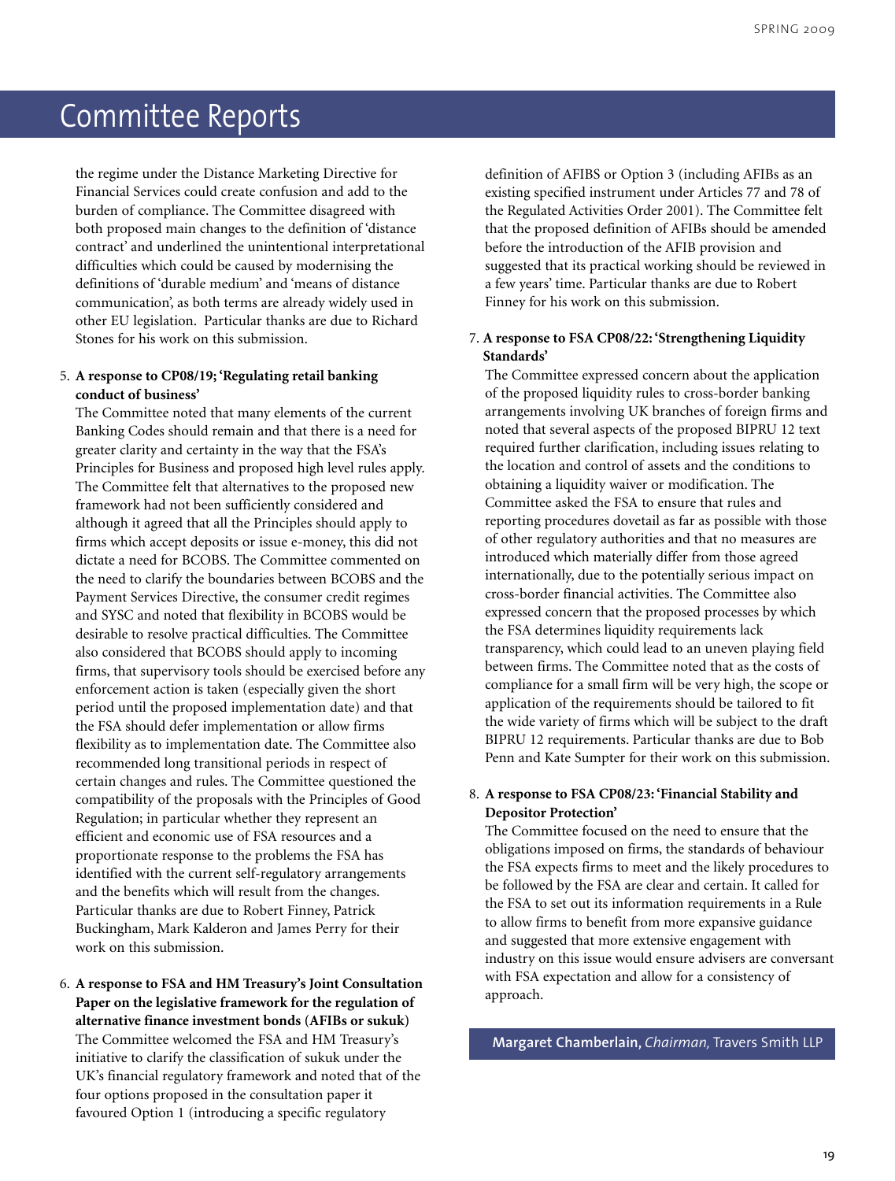## Committee Reports

the regime under the Distance Marketing Directive for Financial Services could create confusion and add to the burden of compliance. The Committee disagreed with both proposed main changes to the definition of 'distance contract' and underlined the unintentional interpretational difficulties which could be caused by modernising the definitions of 'durable medium' and 'means of distance communication', as both terms are already widely used in other EU legislation. Particular thanks are due to Richard Stones for his work on this submission.

5. **A response to CP08/19; 'Regulating retail banking conduct of business'**
   The Committee noted that many elements of the current Banking Codes should remain and that there is a need for greater clarity and certainty in the way that the FSA's Principles for Business and proposed high level rules apply. The Committee felt that alternatives to the proposed new framework had not been sufficiently considered and although it agreed that all the Principles should apply to firms which accept deposits or issue e-money, this did not dictate a need for BCOBS. The Committee commented on the need to clarify the boundaries between BCOBS and the Payment Services Directive, the consumer credit regimes and SYSC and noted that flexibility in BCOBS would be desirable to resolve practical difficulties. The Committee also considered that BCOBS should apply to incoming firms, that supervisory tools should be exercised before any enforcement action is taken (especially given the short period until the proposed implementation date) and that the FSA should defer implementation or allow firms flexibility as to implementation date. The Committee also recommended long transitional periods in respect of certain changes and rules. The Committee questioned the compatibility of the proposals with the Principles of Good Regulation; in particular whether they represent an efficient and economic use of FSA resources and a proportionate response to the problems the FSA has identified with the current self-regulatory arrangements and the benefits which will result from the changes. Particular thanks are due to Robert Finney, Patrick Buckingham, Mark Kalderon and James Perry for their work on this submission.

6. **A response to FSA and HM Treasury's Joint Consultation Paper on the legislative framework for the regulation of alternative finance investment bonds (AFIBs or sukuk)**
   The Committee welcomed the FSA and HM Treasury's initiative to clarify the classification of sukuk under the UK's financial regulatory framework and noted that of the four options proposed in the consultation paper it favoured Option 1 (introducing a specific regulatory definition of AFIBS or Option 3 (including AFIBs as an existing specified instrument under Articles 77 and 78 of the Regulated Activities Order 2001). The Committee felt that the proposed definition of AFIBs should be amended before the introduction of the AFIB provision and suggested that its practical working should be reviewed in a few years' time. Particular thanks are due to Robert Finney for his work on this submission.

7. **A response to FSA CP08/22: 'Strengthening Liquidity Standards'**
   The Committee expressed concern about the application of the proposed liquidity rules to cross-border banking arrangements involving UK branches of foreign firms and noted that several aspects of the proposed BIPRU 12 text required further clarification, including issues relating to the location and control of assets and the conditions to obtaining a liquidity waiver or modification. The Committee asked the FSA to ensure that rules and reporting procedures dovetail as far as possible with those of other regulatory authorities and that no measures are introduced which materially differ from those agreed internationally, due to the potentially serious impact on cross-border financial activities. The Committee also expressed concern that the proposed processes by which the FSA determines liquidity requirements lack transparency, which could lead to an uneven playing field between firms. The Committee noted that as the costs of compliance for a small firm will be very high, the scope or application of the requirements should be tailored to fit the wide variety of firms which will be subject to the draft BIPRU 12 requirements. Particular thanks are due to Bob Penn and Kate Sumpter for their work on this submission.

8. **A response to FSA CP08/23: 'Financial Stability and Depositor Protection'**
   The Committee focused on the need to ensure that the obligations imposed on firms, the standards of behaviour the FSA expects firms to meet and the likely procedures to be followed by the FSA are clear and certain. It called for the FSA to set out its information requirements in a Rule to allow firms to benefit from more expansive guidance and suggested that more extensive engagement with industry on this issue would ensure advisers are conversant with FSA expectation and allow for a consistency of approach.

**Margaret Chamberlain**, *Chairman*, Travers Smith LLP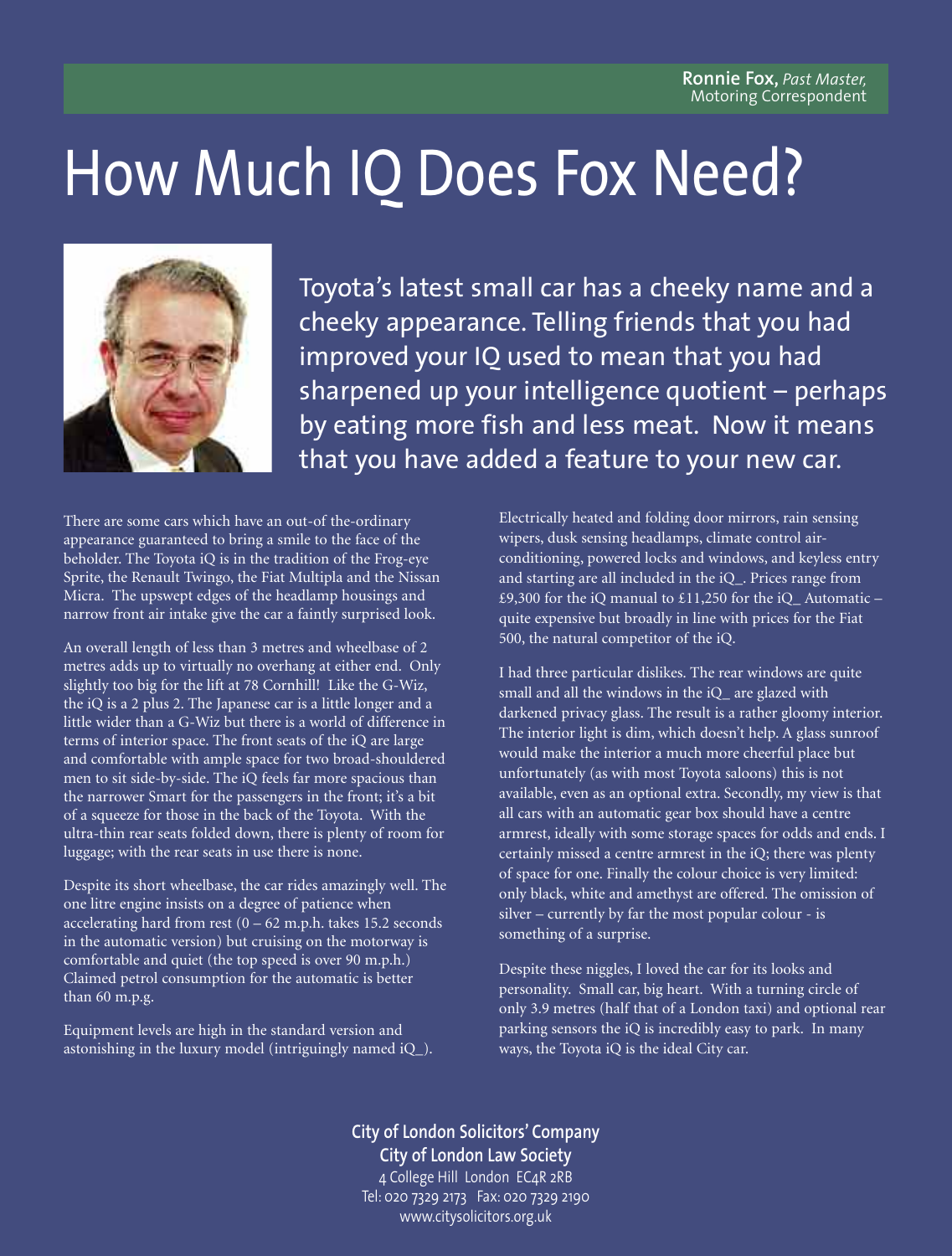**Ronnie Fox,** *Past Master,*
Motoring Correspondent

# How Much IQ Does Fox Need?

Toyota's latest small car has a cheeky name and a cheeky appearance. Telling friends that you had improved your IQ used to mean that you had sharpened up your intelligence quotient – perhaps by eating more fish and less meat. Now it means that you have added a feature to your new car.

There are some cars which have an out-of the-ordinary appearance guaranteed to bring a smile to the face of the beholder. The Toyota iQ is in the tradition of the Frog-eye Sprite, the Renault Twingo, the Fiat Multipla and the Nissan Micra. The upswept edges of the headlamp housings and narrow front air intake give the car a faintly surprised look.

An overall length of less than 3 metres and wheelbase of 2 metres adds up to virtually no overhang at either end. Only slightly too big for the lift at 78 Cornhill! Like the G-Wiz, the iQ is a 2 plus 2. The Japanese car is a little longer and a little wider than a G-Wiz but there is a world of difference in terms of interior space. The front seats of the iQ are large and comfortable with ample space for two broad-shouldered men to sit side-by-side. The iQ feels far more spacious than the narrower Smart for the passengers in the front; it's a bit of a squeeze for those in the back of the Toyota. With the ultra-thin rear seats folded down, there is plenty of room for luggage; with the rear seats in use there is none.

Despite its short wheelbase, the car rides amazingly well. The one litre engine insists on a degree of patience when accelerating hard from rest (0 – 62 m.p.h. takes 15.2 seconds in the automatic version) but cruising on the motorway is comfortable and quiet (the top speed is over 90 m.p.h.) Claimed petrol consumption for the automatic is better than 60 m.p.g.

Equipment levels are high in the standard version and astonishing in the luxury model (intriguingly named iQ_).

Electrically heated and folding door mirrors, rain sensing wipers, dusk sensing headlamps, climate control air-conditioning, powered locks and windows, and keyless entry and starting are all included in the iQ_. Prices range from £9,300 for the iQ manual to £11,250 for the iQ_ Automatic – quite expensive but broadly in line with prices for the Fiat 500, the natural competitor of the iQ.

I had three particular dislikes. The rear windows are quite small and all the windows in the iQ_ are glazed with darkened privacy glass. The result is a rather gloomy interior. The interior light is dim, which doesn't help. A glass sunroof would make the interior a much more cheerful place but unfortunately (as with most Toyota saloons) this is not available, even as an optional extra. Secondly, my view is that all cars with an automatic gear box should have a centre armrest, ideally with some storage spaces for odds and ends. I certainly missed a centre armrest in the iQ; there was plenty of space for one. Finally the colour choice is very limited: only black, white and amethyst are offered. The omission of silver – currently by far the most popular colour - is something of a surprise.

Despite these niggles, I loved the car for its looks and personality. Small car, big heart. With a turning circle of only 3.9 metres (half that of a London taxi) and optional rear parking sensors the iQ is incredibly easy to park. In many ways, the Toyota iQ is the ideal City car.

**City of London Solicitors' Company**
**City of London Law Society**
4 College Hill London EC4R 2RB
Tel: 020 7329 2173 Fax: 020 7329 2190
www.citysolicitors.org.uk